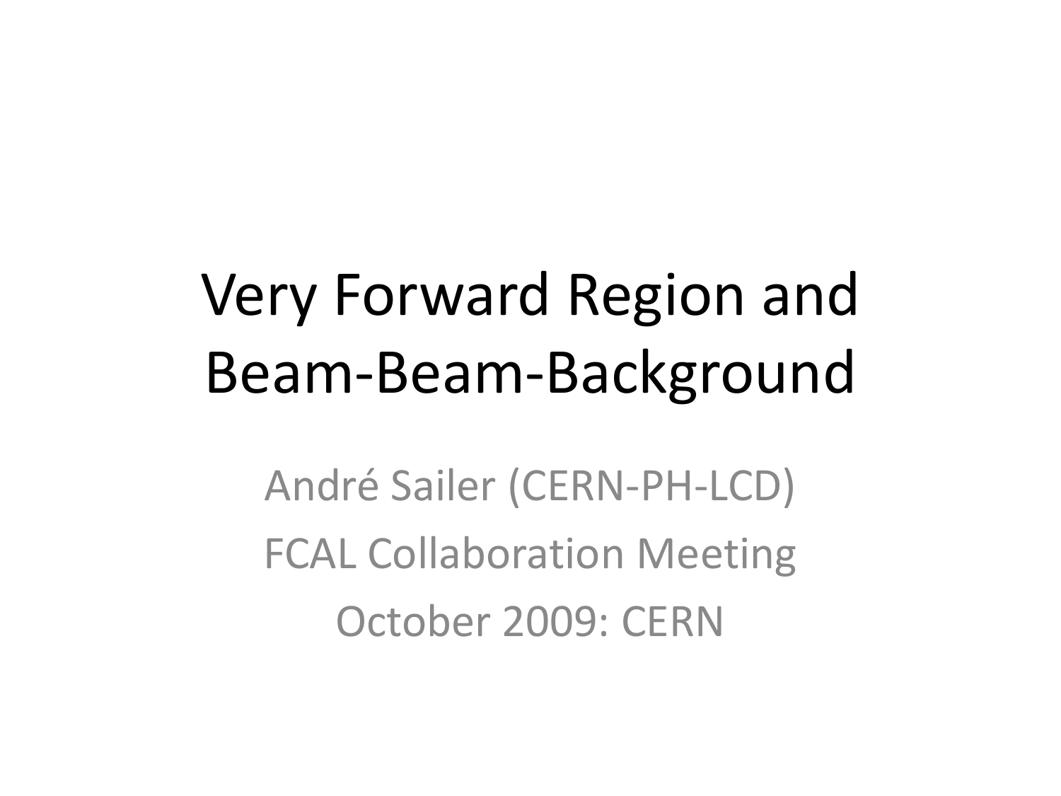# Very Forward Region and Beam-Beam-Background

André Sailer (CERN-PH-LCD)

FCAL Collaboration Meeting

October 2009: CERN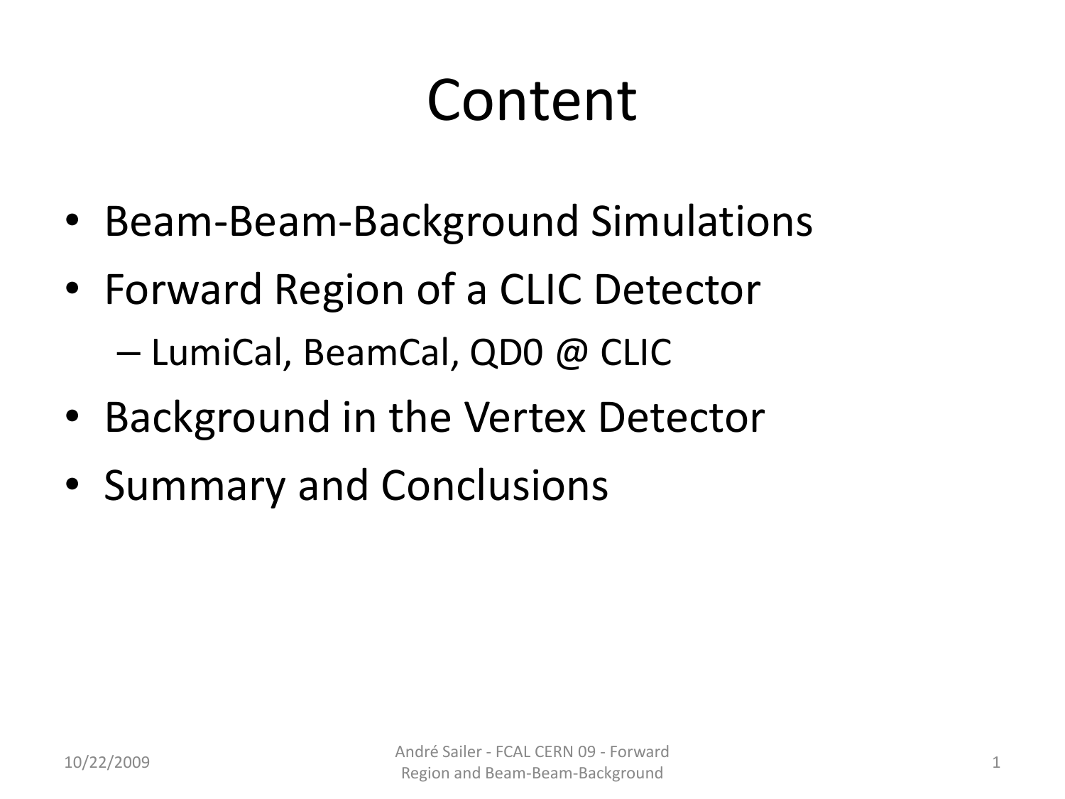# Content

- Beam-Beam-Background Simulations
- Forward Region of a CLIC Detector
  - LumiCal, BeamCal, QD0 @ CLIC
- Background in the Vertex Detector
- Summary and Conclusions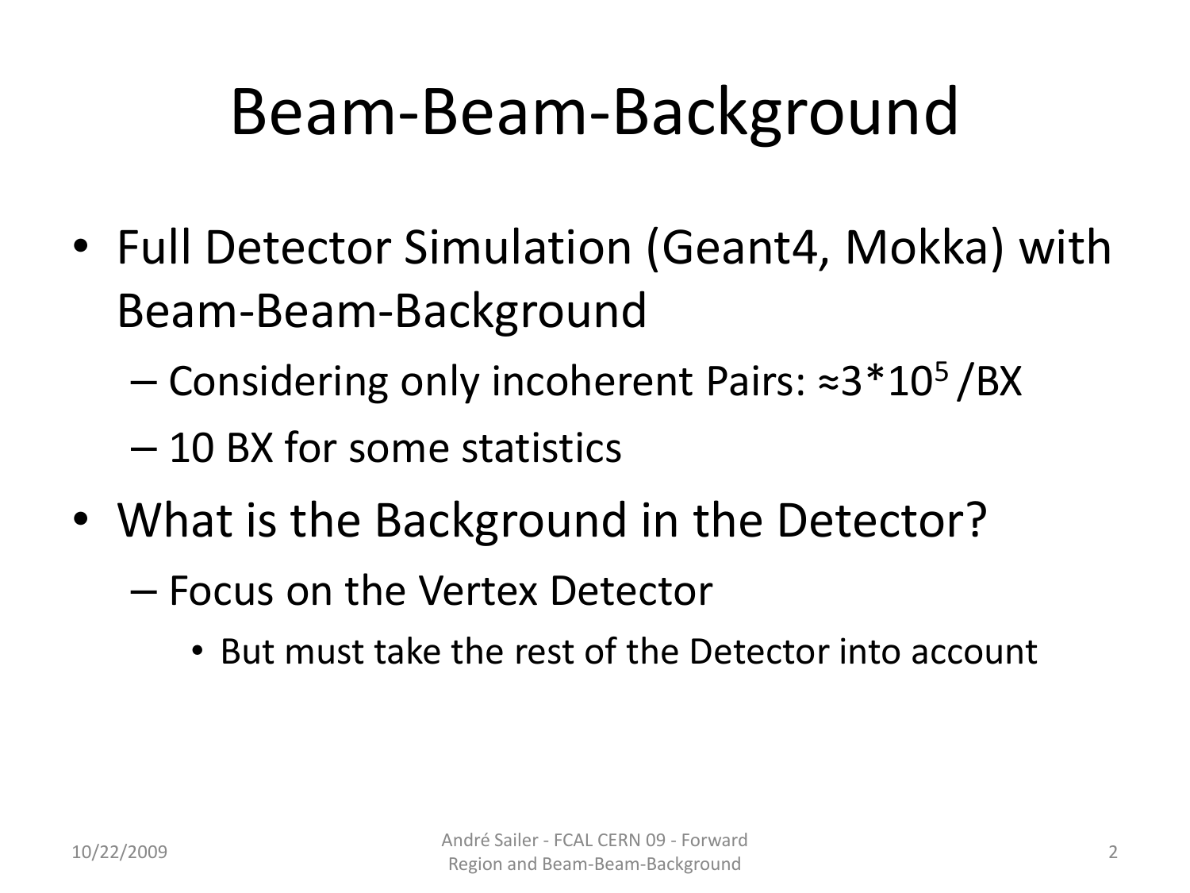# Beam-Beam-Background

- Full Detector Simulation (Geant4, Mokka) with Beam-Beam-Background
  - Considering only incoherent Pairs: $\approx 3*10^5$ /BX
  - 10 BX for some statistics
- What is the Background in the Detector?
  - Focus on the Vertex Detector
    - But must take the rest of the Detector into account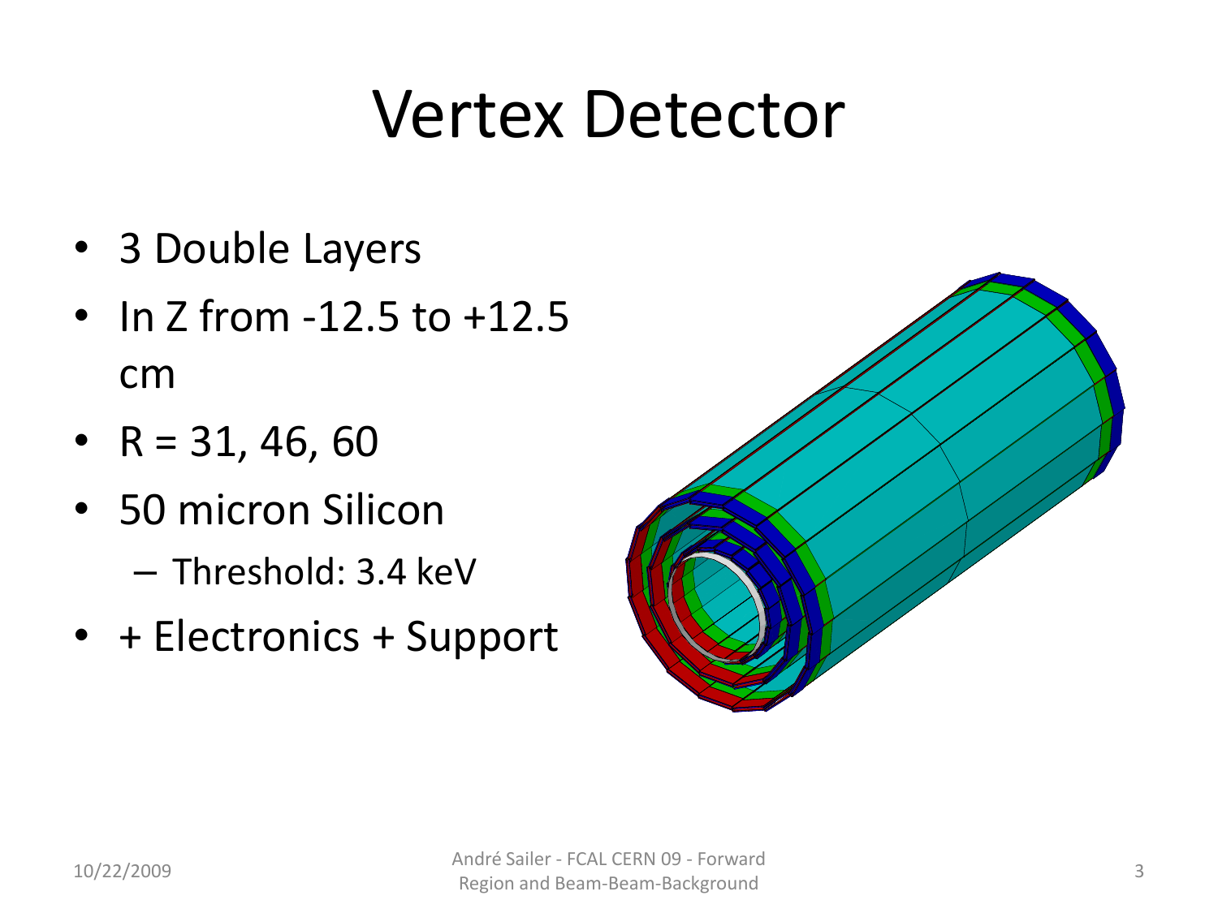# Vertex Detector

- 3 Double Layers
- In Z from -12.5 to +12.5 cm
- R = 31, 46, 60
- 50 micron Silicon
  - Threshold: 3.4 keV
- + Electronics + Support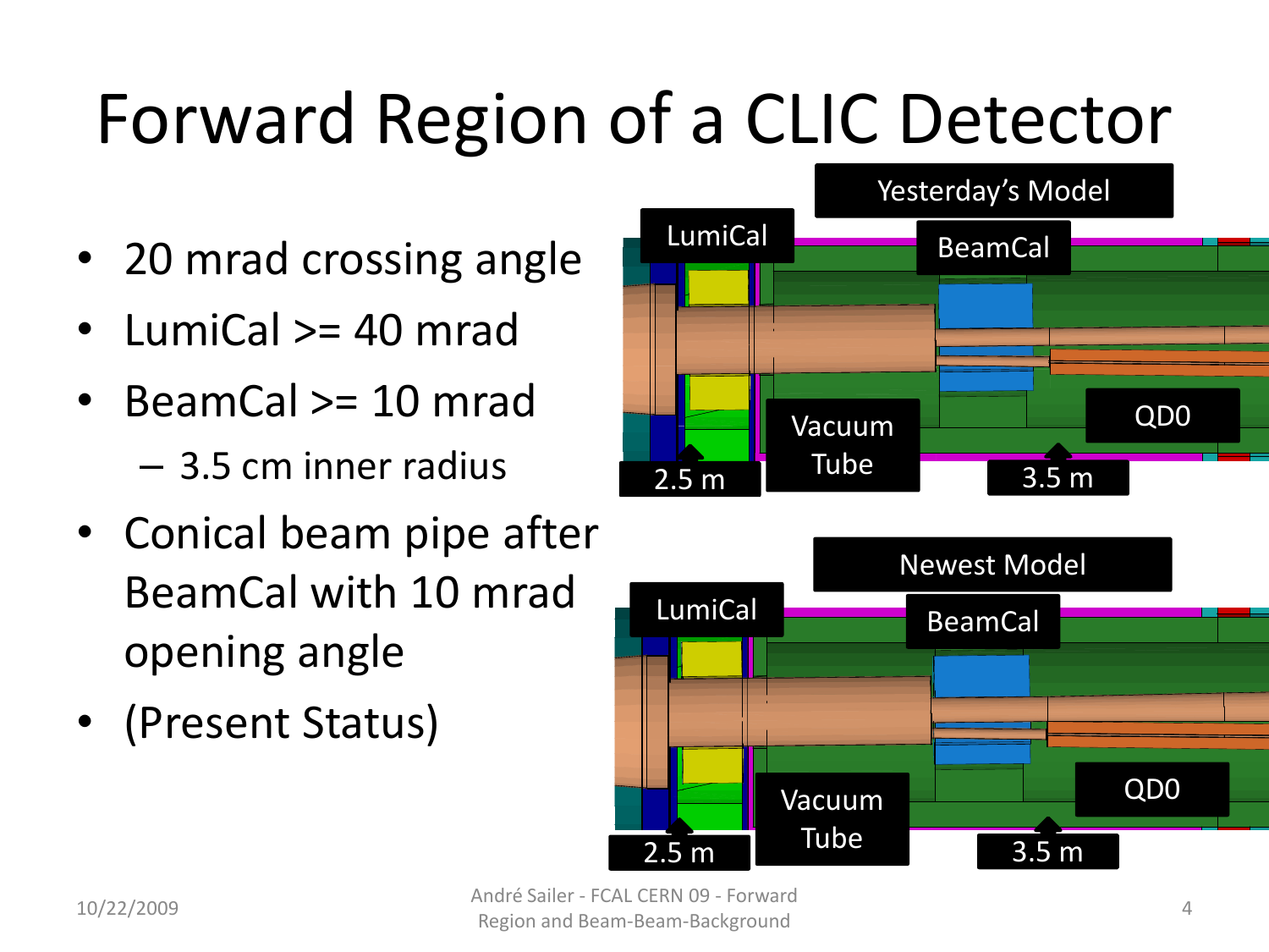# Forward Region of a CLIC Detector

- 20 mrad crossing angle
- LumiCal >= 40 mrad
- BeamCal >= 10 mrad
  - 3.5 cm inner radius
- Conical beam pipe after BeamCal with 10 mrad opening angle
- (Present Status)

Yesterday's Model

LumiCal BeamCal Vacuum Tube QD0 2.5 m 3.5 m

Newest Model

LumiCal BeamCal Vacuum Tube QD0 2.5 m 3.5 m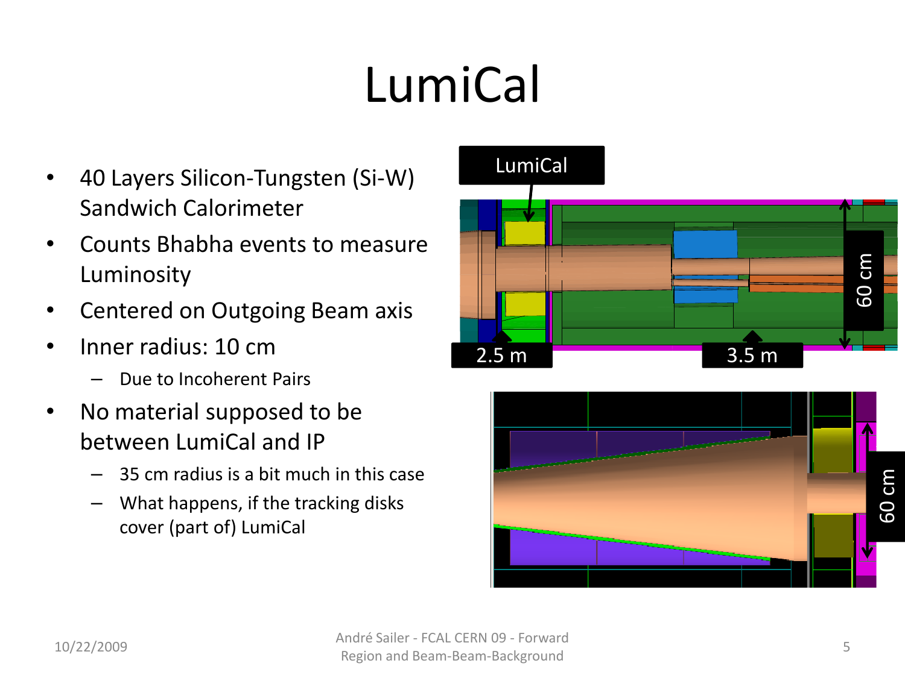# LumiCal

- 40 Layers Silicon-Tungsten (Si-W) Sandwich Calorimeter
- Counts Bhabha events to measure Luminosity
- Centered on Outgoing Beam axis
- Inner radius: 10 cm
  - Due to Incoherent Pairs
- No material supposed to be between LumiCal and IP
  - 35 cm radius is a bit much in this case
  - What happens, if the tracking disks cover (part of) LumiCal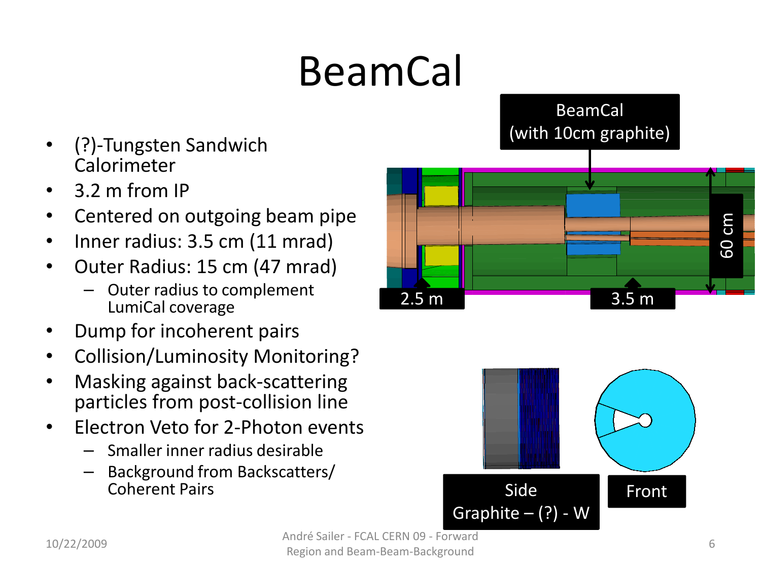# BeamCal

- (?)-Tungsten Sandwich Calorimeter
- 3.2 m from IP
- Centered on outgoing beam pipe
- Inner radius: 3.5 cm (11 mrad)
- Outer Radius: 15 cm (47 mrad)
  - Outer radius to complement LumiCal coverage
- Dump for incoherent pairs
- Collision/Luminosity Monitoring?
- Masking against back-scattering particles from post-collision line
- Electron Veto for 2-Photon events
  - Smaller inner radius desirable
  - Background from Backscatters/ Coherent Pairs

BeamCal (with 10cm graphite)

2.5 m

3.5 m

60 cm

Side
Graphite – (?) - W

Front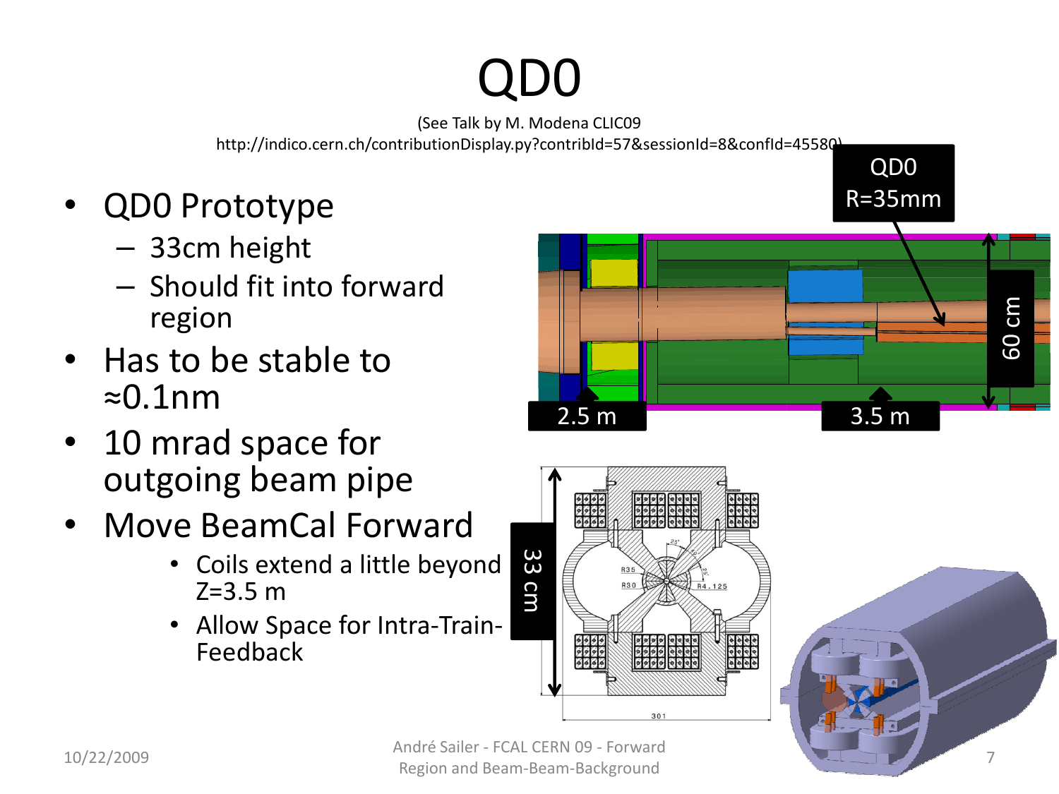# QD0

(See Talk by M. Modena CLIC09 http://indico.cern.ch/contributionDisplay.py?contribId=57&sessionId=8&confId=45580)

- QD0 Prototype
  - 33cm height
  - Should fit into forward region
- Has to be stable to ≈0.1nm
- 10 mrad space for outgoing beam pipe
- Move BeamCal Forward
  - Coils extend a little beyond Z=3.5 m
  - Allow Space for Intra-Train-Feedback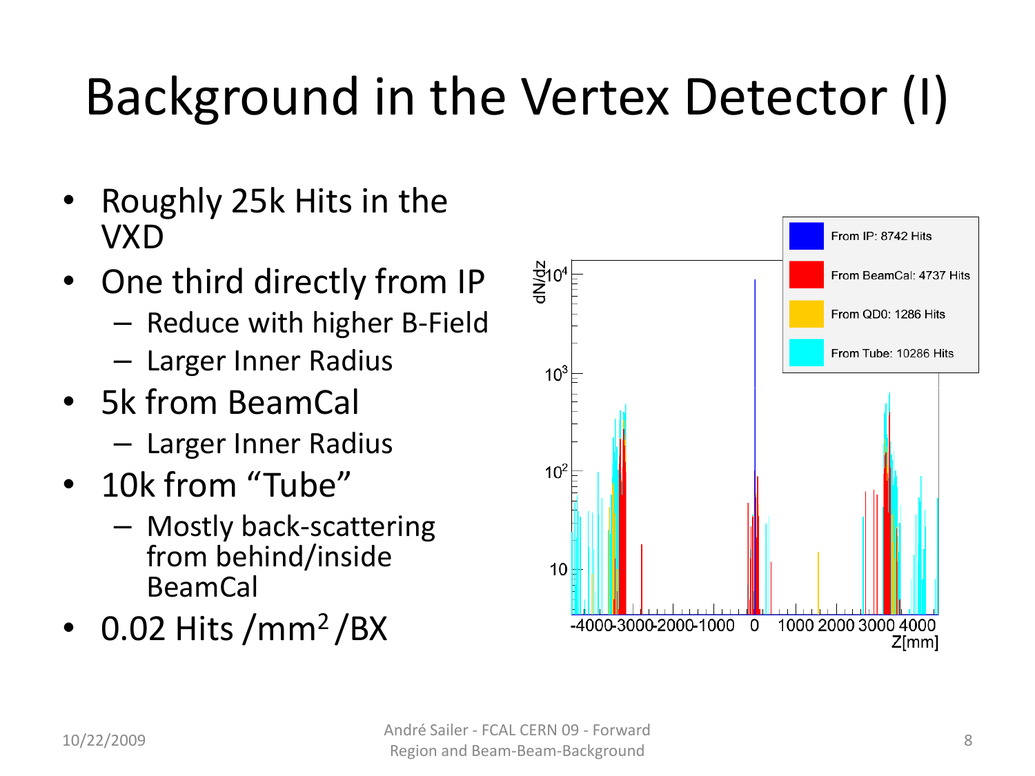# Background in the Vertex Detector (I)

- Roughly 25k Hits in the VXD
- One third directly from IP
  - Reduce with higher B-Field
  - Larger Inner Radius
- 5k from BeamCal
  - Larger Inner Radius
- 10k from "Tube"
  - Mostly back-scattering from behind/inside BeamCal
- 0.02 Hits /mm$^2$ /BX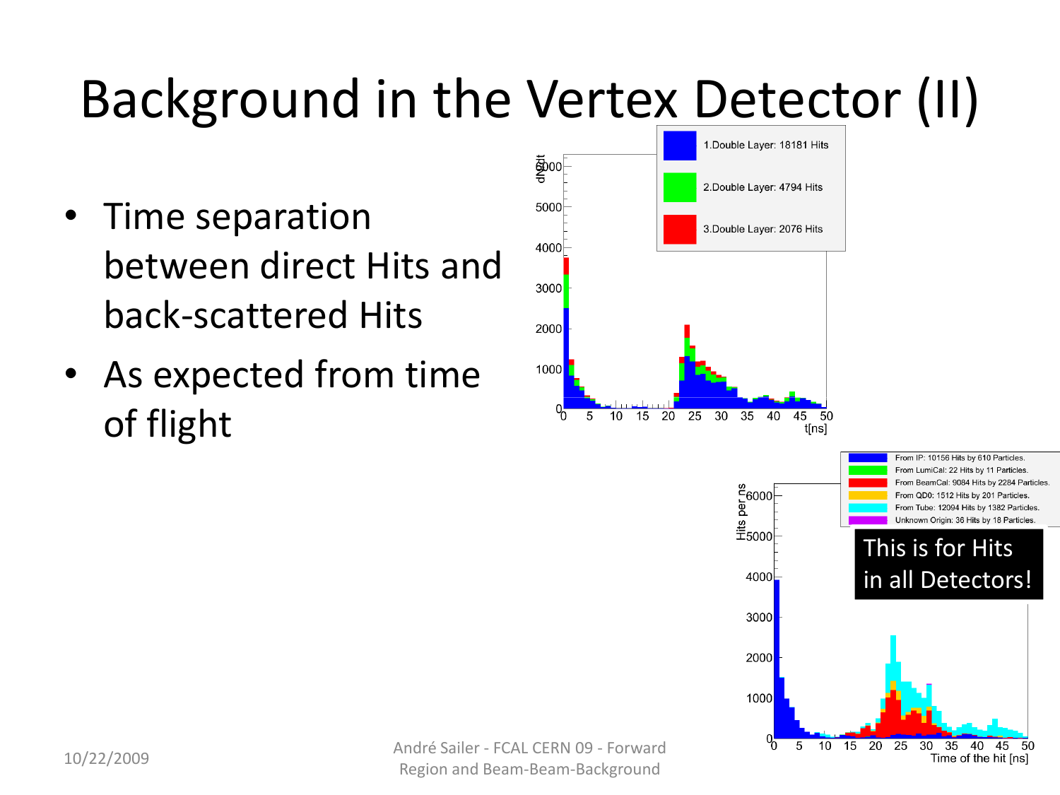# Background in the Vertex Detector (II)

- Time separation between direct Hits and back-scattered Hits
- As expected from time of flight

This is for Hits in all Detectors!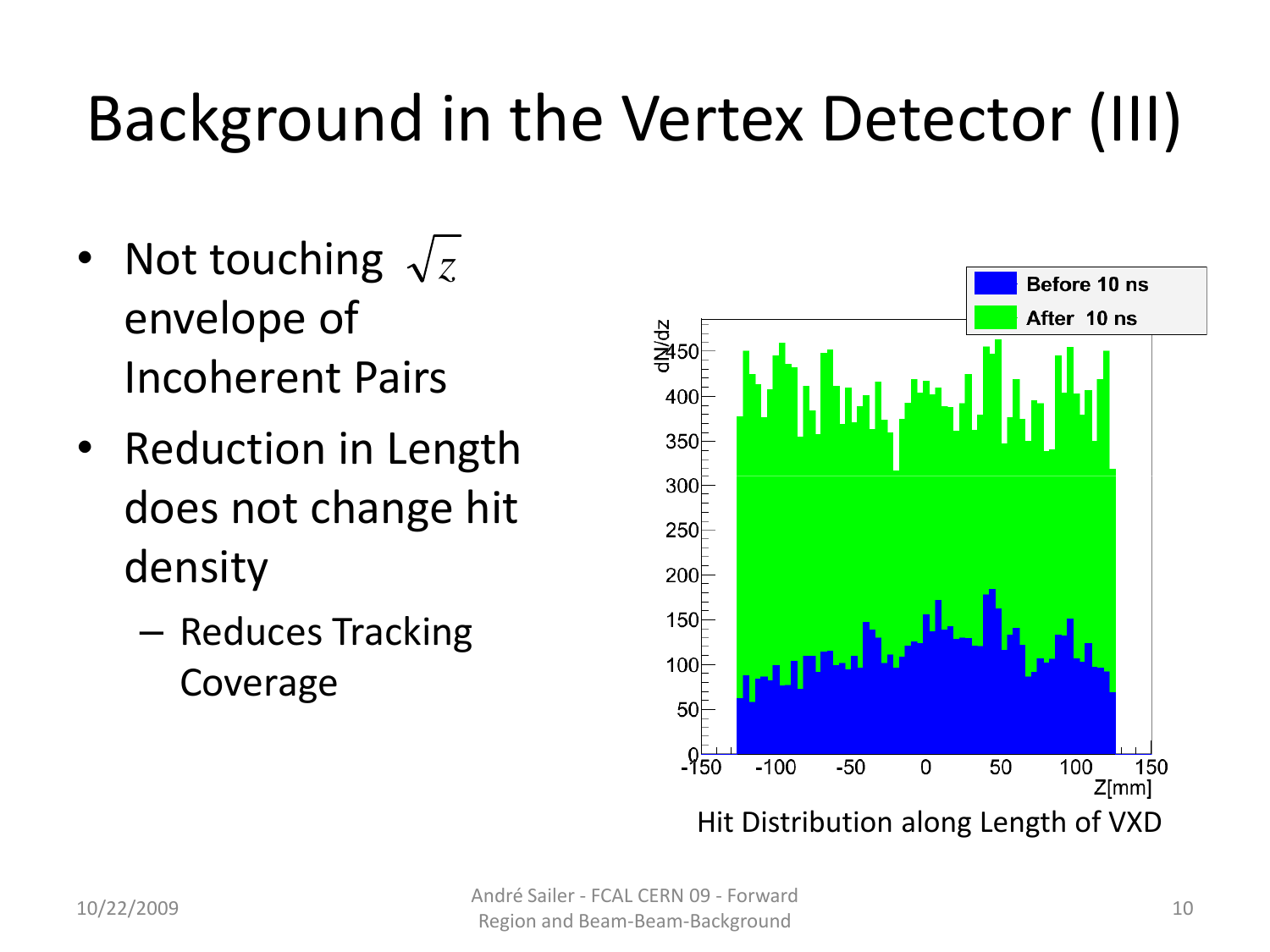# Background in the Vertex Detector (III)

- Not touching $\sqrt{z}$ envelope of Incoherent Pairs
- Reduction in Length does not change hit density
  - Reduces Tracking Coverage

Hit Distribution along Length of VXD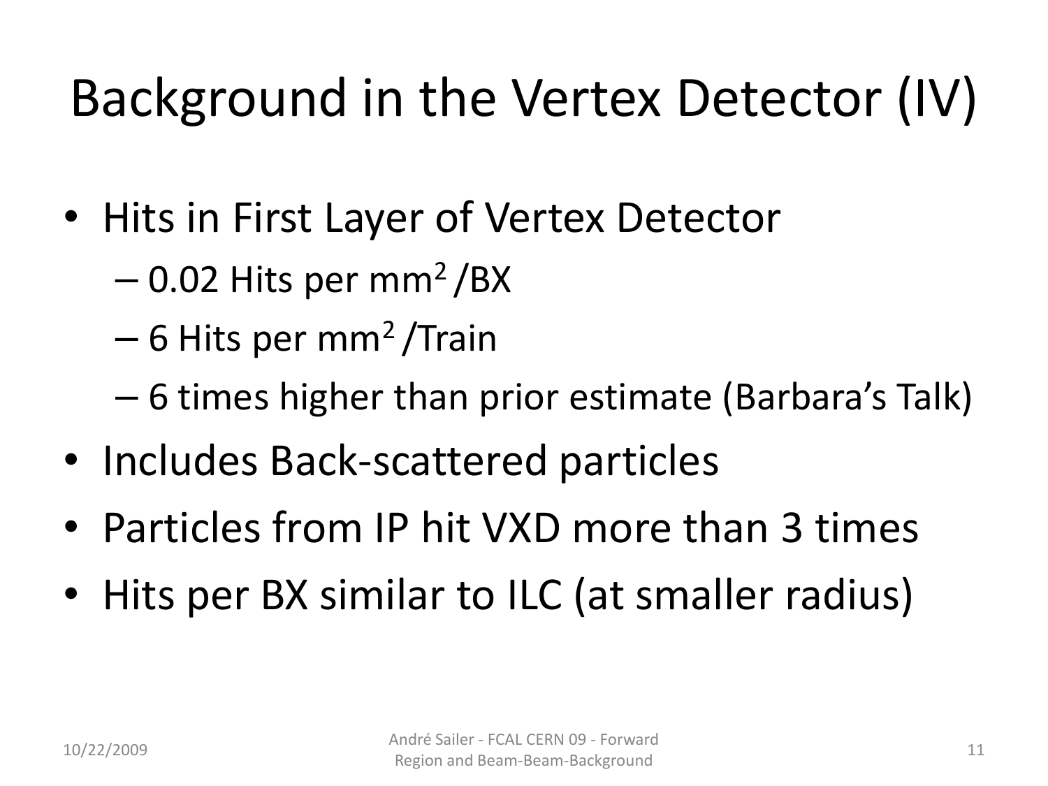# Background in the Vertex Detector (IV)

- Hits in First Layer of Vertex Detector
  - 0.02 Hits per $mm^2$ /BX
  - 6 Hits per $mm^2$ /Train
  - 6 times higher than prior estimate (Barbara's Talk)
- Includes Back-scattered particles
- Particles from IP hit VXD more than 3 times
- Hits per BX similar to ILC (at smaller radius)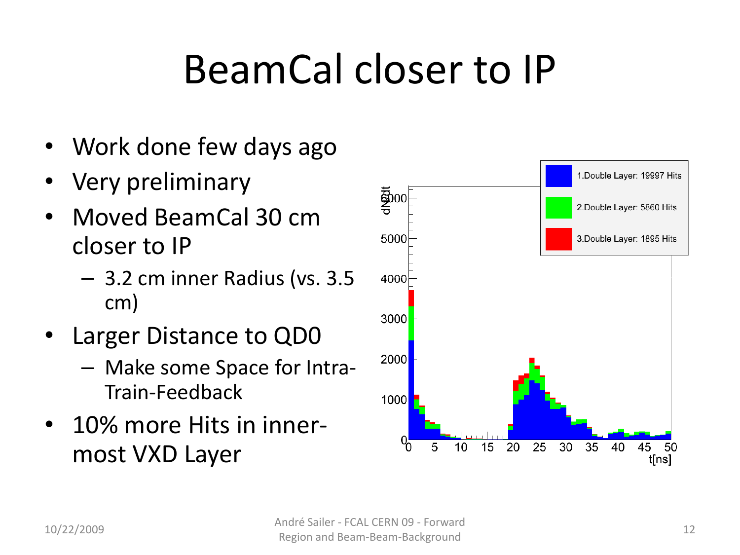# BeamCal closer to IP

- Work done few days ago
- Very preliminary
- Moved BeamCal 30 cm closer to IP
  - 3.2 cm inner Radius (vs. 3.5 cm)
- Larger Distance to QD0
  - Make some Space for Intra-Train-Feedback
- 10% more Hits in inner-most VXD Layer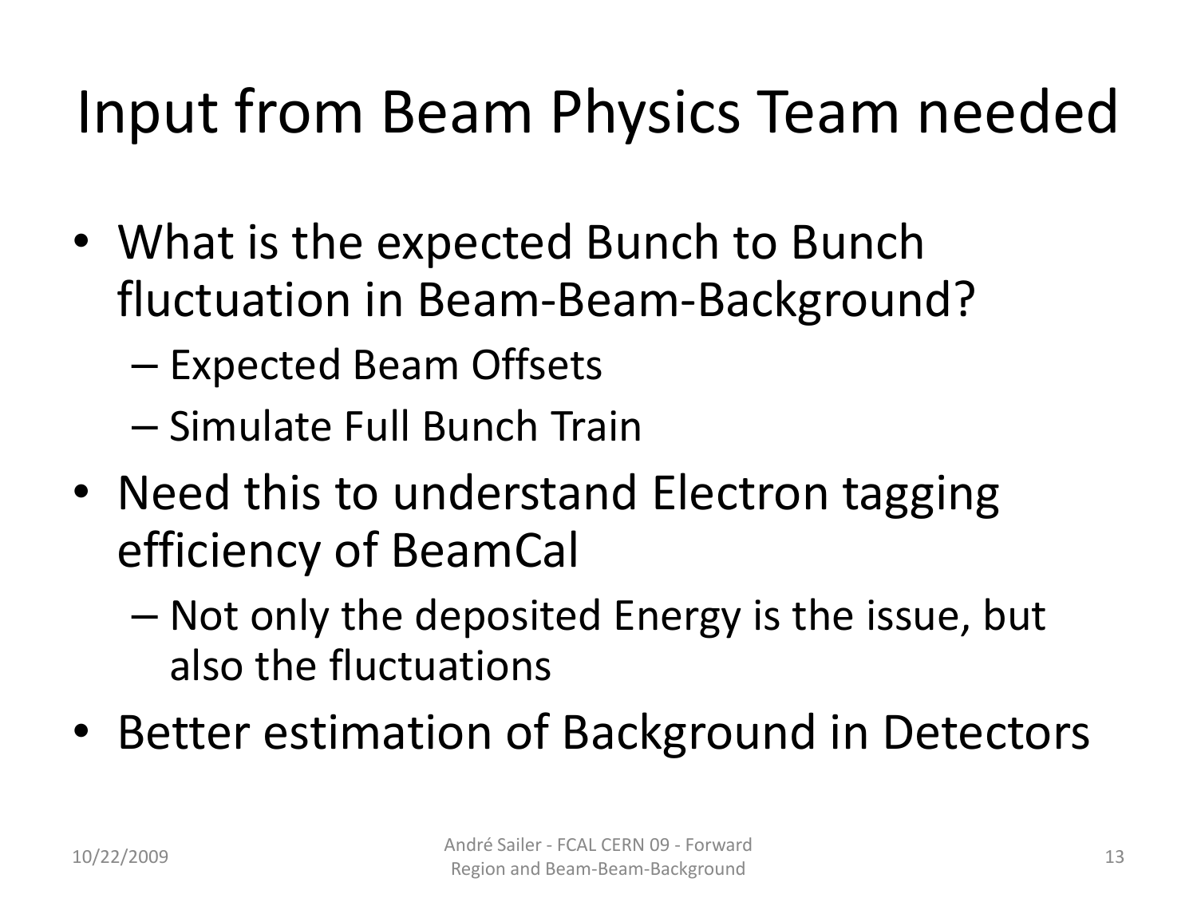# Input from Beam Physics Team needed

- What is the expected Bunch to Bunch fluctuation in Beam-Beam-Background?
  - Expected Beam Offsets
  - Simulate Full Bunch Train
- Need this to understand Electron tagging efficiency of BeamCal
  - Not only the deposited Energy is the issue, but also the fluctuations
- Better estimation of Background in Detectors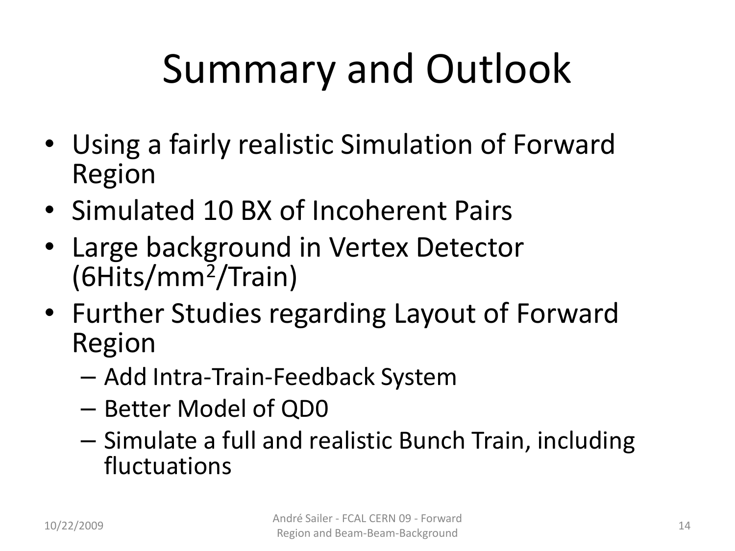# Summary and Outlook

- Using a fairly realistic Simulation of Forward Region
- Simulated 10 BX of Incoherent Pairs
- Large background in Vertex Detector (6Hits/$mm^2$/Train)
- Further Studies regarding Layout of Forward Region
  - Add Intra-Train-Feedback System
  - Better Model of QD0
  - Simulate a full and realistic Bunch Train, including fluctuations